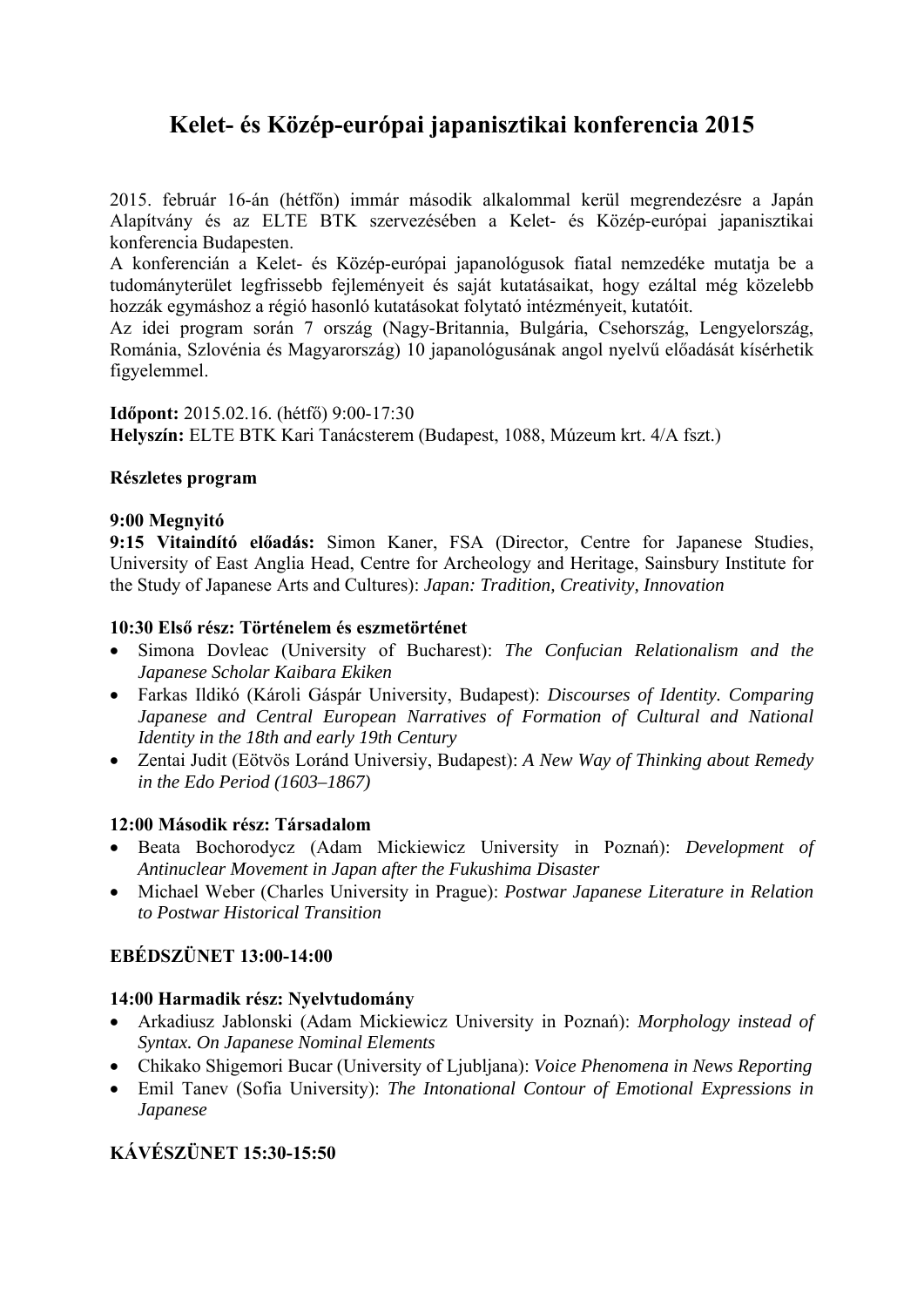# Kelet- és Közép-európai japanisztikai konferencia 2015

2015. február 16-án (hétfőn) immár második alkalommal kerül megrendezésre a Japán Alapítvány és az ELTE BTK szervezésében a Kelet- és Közép-európai japanisztikai konferencia Budapesten.
A konferencián a Kelet- és Közép-európai japanológusok fiatal nemzedéke mutatja be a tudományterület legfrissebb fejleményeit és saját kutatásaikat, hogy ezáltal még közelebb hozzák egymáshoz a régió hasonló kutatásokat folytató intézményeit, kutatóit.
Az idei program során 7 ország (Nagy-Britannia, Bulgária, Csehország, Lengyelország, Románia, Szlovénia és Magyarország) 10 japanológusának angol nyelvű előadását kísérhetik figyelemmel.

**Időpont:** 2015.02.16. (hétfő) 9:00-17:30
**Helyszín:** ELTE BTK Kari Tanácsterem (Budapest, 1088, Múzeum krt. 4/A fszt.)

**Részletes program**

**9:00 Megnyitó**
**9:15 Vitaindító előadás:** Simon Kaner, FSA (Director, Centre for Japanese Studies, University of East Anglia Head, Centre for Archeology and Heritage, Sainsbury Institute for the Study of Japanese Arts and Cultures): *Japan: Tradition, Creativity, Innovation*

**10:30 Első rész: Történelem és eszmetörténet**

- Simona Dovleac (University of Bucharest): *The Confucian Relationalism and the Japanese Scholar Kaibara Ekiken*
- Farkas Ildikó (Károli Gáspár University, Budapest): *Discourses of Identity. Comparing Japanese and Central European Narratives of Formation of Cultural and National Identity in the 18th and early 19th Century*
- Zentai Judit (Eötvös Loránd Universiy, Budapest): *A New Way of Thinking about Remedy in the Edo Period (1603–1867)*

**12:00 Második rész: Társadalom**

- Beata Bochorodycz (Adam Mickiewicz University in Poznań): *Development of Antinuclear Movement in Japan after the Fukushima Disaster*
- Michael Weber (Charles University in Prague): *Postwar Japanese Literature in Relation to Postwar Historical Transition*

**EBÉDSZÜNET 13:00-14:00**

**14:00 Harmadik rész: Nyelvtudomány**

- Arkadiusz Jablonski (Adam Mickiewicz University in Poznań): *Morphology instead of Syntax. On Japanese Nominal Elements*
- Chikako Shigemori Bucar (University of Ljubljana): *Voice Phenomena in News Reporting*
- Emil Tanev (Sofia University): *The Intonational Contour of Emotional Expressions in Japanese*

**KÁVÉSZÜNET 15:30-15:50**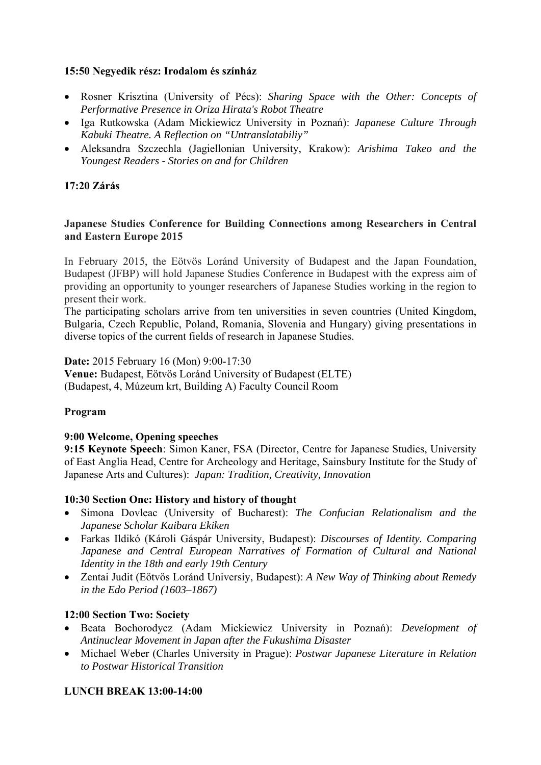**15:50 Negyedik rész: Irodalom és színház**

- Rosner Krisztina (University of Pécs): *Sharing Space with the Other: Concepts of Performative Presence in Oriza Hirata's Robot Theatre*
- Iga Rutkowska (Adam Mickiewicz University in Poznań): *Japanese Culture Through Kabuki Theatre. A Reflection on "Untranslatabiliy"*
- Aleksandra Szczechla (Jagiellonian University, Krakow): *Arishima Takeo and the Youngest Readers - Stories on and for Children*

**17:20 Zárás**

**Japanese Studies Conference for Building Connections among Researchers in Central and Eastern Europe 2015**

In February 2015, the Eötvös Loránd University of Budapest and the Japan Foundation, Budapest (JFBP) will hold Japanese Studies Conference in Budapest with the express aim of providing an opportunity to younger researchers of Japanese Studies working in the region to present their work.
The participating scholars arrive from ten universities in seven countries (United Kingdom, Bulgaria, Czech Republic, Poland, Romania, Slovenia and Hungary) giving presentations in diverse topics of the current fields of research in Japanese Studies.

**Date:** 2015 February 16 (Mon) 9:00-17:30
**Venue:** Budapest, Eötvös Loránd University of Budapest (ELTE)
(Budapest, 4, Múzeum krt, Building A) Faculty Council Room

**Program**

**9:00 Welcome, Opening speeches**
**9:15 Keynote Speech**: Simon Kaner, FSA (Director, Centre for Japanese Studies, University of East Anglia Head, Centre for Archeology and Heritage, Sainsbury Institute for the Study of Japanese Arts and Cultures): *Japan: Tradition, Creativity, Innovation*

**10:30 Section One: History and history of thought**

- Simona Dovleac (University of Bucharest): *The Confucian Relationalism and the Japanese Scholar Kaibara Ekiken*
- Farkas Ildikó (Károli Gáspár University, Budapest): *Discourses of Identity. Comparing Japanese and Central European Narratives of Formation of Cultural and National Identity in the 18th and early 19th Century*
- Zentai Judit (Eötvös Loránd Universiy, Budapest): *A New Way of Thinking about Remedy in the Edo Period (1603–1867)*

**12:00 Section Two: Society**

- Beata Bochorodycz (Adam Mickiewicz University in Poznań): *Development of Antinuclear Movement in Japan after the Fukushima Disaster*
- Michael Weber (Charles University in Prague): *Postwar Japanese Literature in Relation to Postwar Historical Transition*

**LUNCH BREAK 13:00-14:00**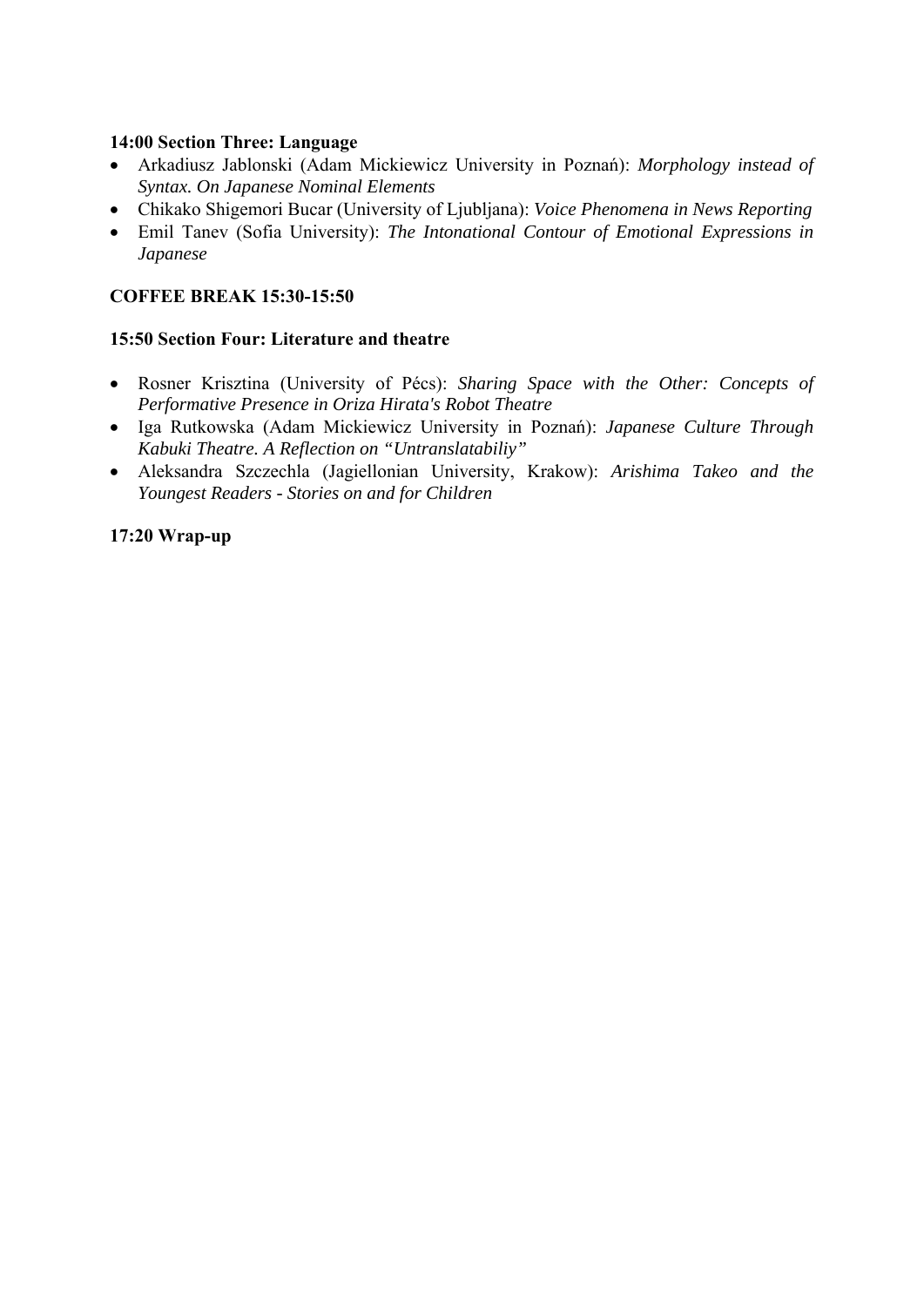**14:00 Section Three: Language**

- Arkadiusz Jablonski (Adam Mickiewicz University in Poznań): *Morphology instead of Syntax. On Japanese Nominal Elements*
- Chikako Shigemori Bucar (University of Ljubljana): *Voice Phenomena in News Reporting*
- Emil Tanev (Sofia University): *The Intonational Contour of Emotional Expressions in Japanese*

**COFFEE BREAK 15:30-15:50**

**15:50 Section Four: Literature and theatre**

- Rosner Krisztina (University of Pécs): *Sharing Space with the Other: Concepts of Performative Presence in Oriza Hirata's Robot Theatre*
- Iga Rutkowska (Adam Mickiewicz University in Poznań): *Japanese Culture Through Kabuki Theatre. A Reflection on "Untranslatabiliy"*
- Aleksandra Szczechla (Jagiellonian University, Krakow): *Arishima Takeo and the Youngest Readers - Stories on and for Children*

**17:20 Wrap-up**